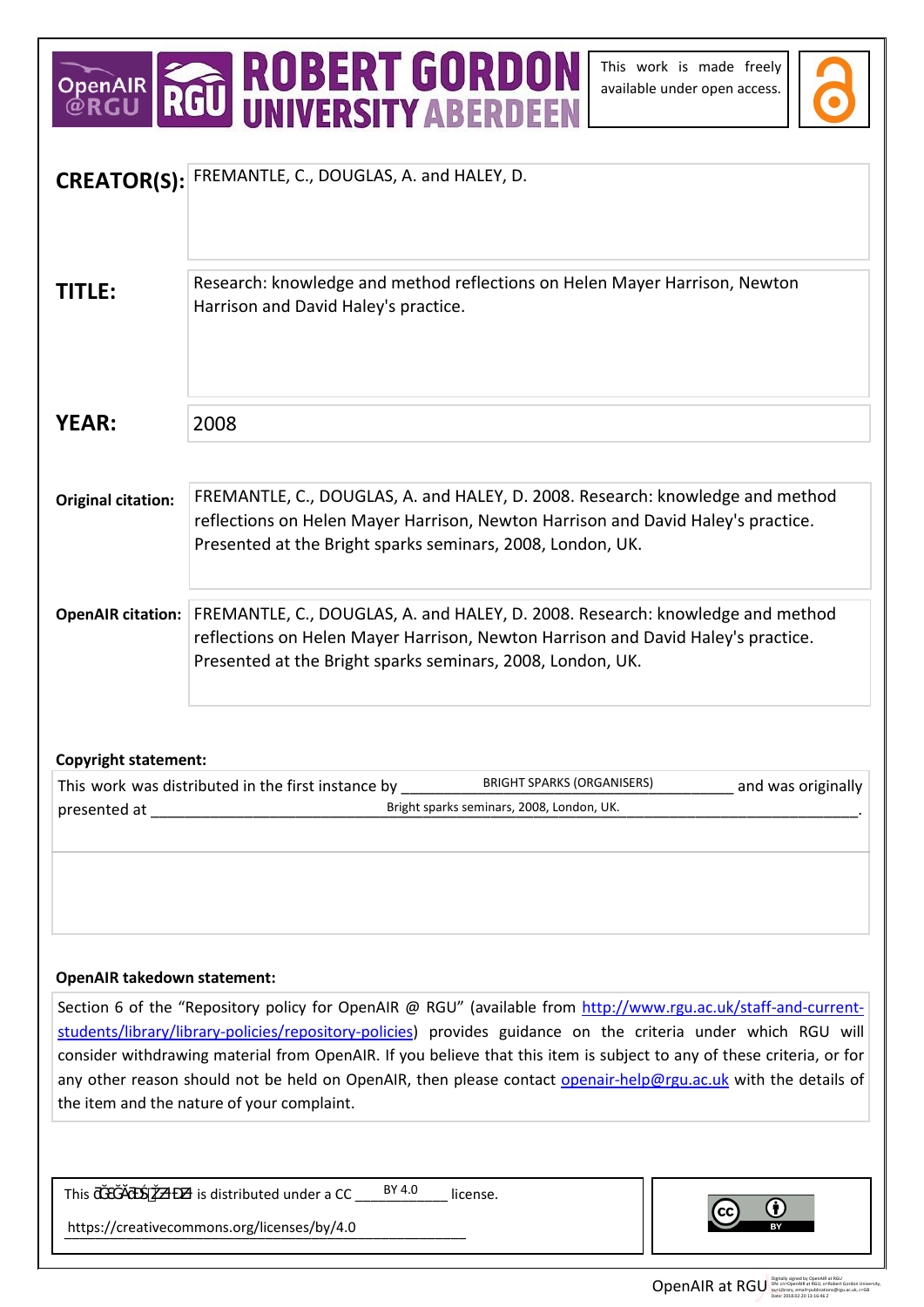This work is made freely available under open access.

| | |
|---|---|
| **CREATOR(S):** | FREMANTLE, C., DOUGLAS, A. and HALEY, D. |
| **TITLE:** | Research: knowledge and method reflections on Helen Mayer Harrison, Newton Harrison and David Haley's practice. |
| **YEAR:** | 2008 |
| **Original citation:** | FREMANTLE, C., DOUGLAS, A. and HALEY, D. 2008. Research: knowledge and method reflections on Helen Mayer Harrison, Newton Harrison and David Haley's practice. Presented at the Bright sparks seminars, 2008, London, UK. |
| **OpenAIR citation:** | FREMANTLE, C., DOUGLAS, A. and HALEY, D. 2008. Research: knowledge and method reflections on Helen Mayer Harrison, Newton Harrison and David Haley's practice. Presented at the Bright sparks seminars, 2008, London, UK. |

**Copyright statement:**

This work was distributed in the first instance by BRIGHT SPARKS (ORGANISERS) and was originally presented at Bright sparks seminars, 2008, London, UK.

**OpenAIR takedown statement:**

Section 6 of the "Repository policy for OpenAIR @ RGU" (available from http://www.rgu.ac.uk/staff-and-current-students/library/library-policies/repository-policies) provides guidance on the criteria under which RGU will consider withdrawing material from OpenAIR. If you believe that this item is subject to any of these criteria, or for any other reason should not be held on OpenAIR, then please contact openair-help@rgu.ac.uk with the details of the item and the nature of your complaint.

This presentation is distributed under a CC BY 4.0 license.

https://creativecommons.org/licenses/by/4.0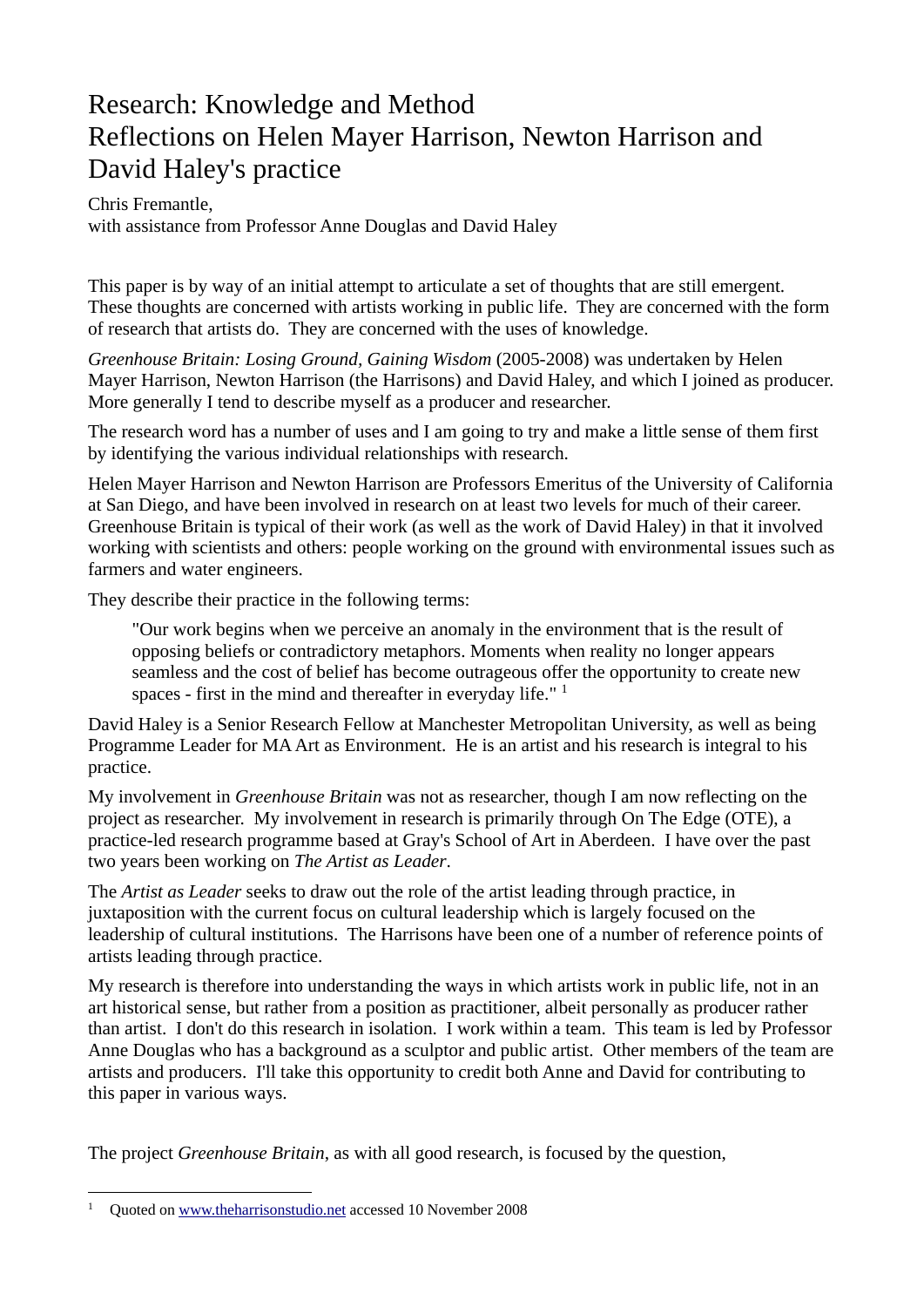# Research: Knowledge and Method
# Reflections on Helen Mayer Harrison, Newton Harrison and David Haley's practice

Chris Fremantle,
with assistance from Professor Anne Douglas and David Haley

This paper is by way of an initial attempt to articulate a set of thoughts that are still emergent. These thoughts are concerned with artists working in public life. They are concerned with the form of research that artists do. They are concerned with the uses of knowledge.

*Greenhouse Britain: Losing Ground, Gaining Wisdom* (2005-2008) was undertaken by Helen Mayer Harrison, Newton Harrison (the Harrisons) and David Haley, and which I joined as producer. More generally I tend to describe myself as a producer and researcher.

The research word has a number of uses and I am going to try and make a little sense of them first by identifying the various individual relationships with research.

Helen Mayer Harrison and Newton Harrison are Professors Emeritus of the University of California at San Diego, and have been involved in research on at least two levels for much of their career. Greenhouse Britain is typical of their work (as well as the work of David Haley) in that it involved working with scientists and others: people working on the ground with environmental issues such as farmers and water engineers.

They describe their practice in the following terms:

> "Our work begins when we perceive an anomaly in the environment that is the result of opposing beliefs or contradictory metaphors. Moments when reality no longer appears seamless and the cost of belief has become outrageous offer the opportunity to create new spaces - first in the mind and thereafter in everyday life." [1]

David Haley is a Senior Research Fellow at Manchester Metropolitan University, as well as being Programme Leader for MA Art as Environment. He is an artist and his research is integral to his practice.

My involvement in *Greenhouse Britain* was not as researcher, though I am now reflecting on the project as researcher. My involvement in research is primarily through On The Edge (OTE), a practice-led research programme based at Gray's School of Art in Aberdeen. I have over the past two years been working on *The Artist as Leader*.

The *Artist as Leader* seeks to draw out the role of the artist leading through practice, in juxtaposition with the current focus on cultural leadership which is largely focused on the leadership of cultural institutions. The Harrisons have been one of a number of reference points of artists leading through practice.

My research is therefore into understanding the ways in which artists work in public life, not in an art historical sense, but rather from a position as practitioner, albeit personally as producer rather than artist. I don't do this research in isolation. I work within a team. This team is led by Professor Anne Douglas who has a background as a sculptor and public artist. Other members of the team are artists and producers. I'll take this opportunity to credit both Anne and David for contributing to this paper in various ways.

The project *Greenhouse Britain*, as with all good research, is focused by the question,

---

[1] Quoted on www.theharrisonstudio.net accessed 10 November 2008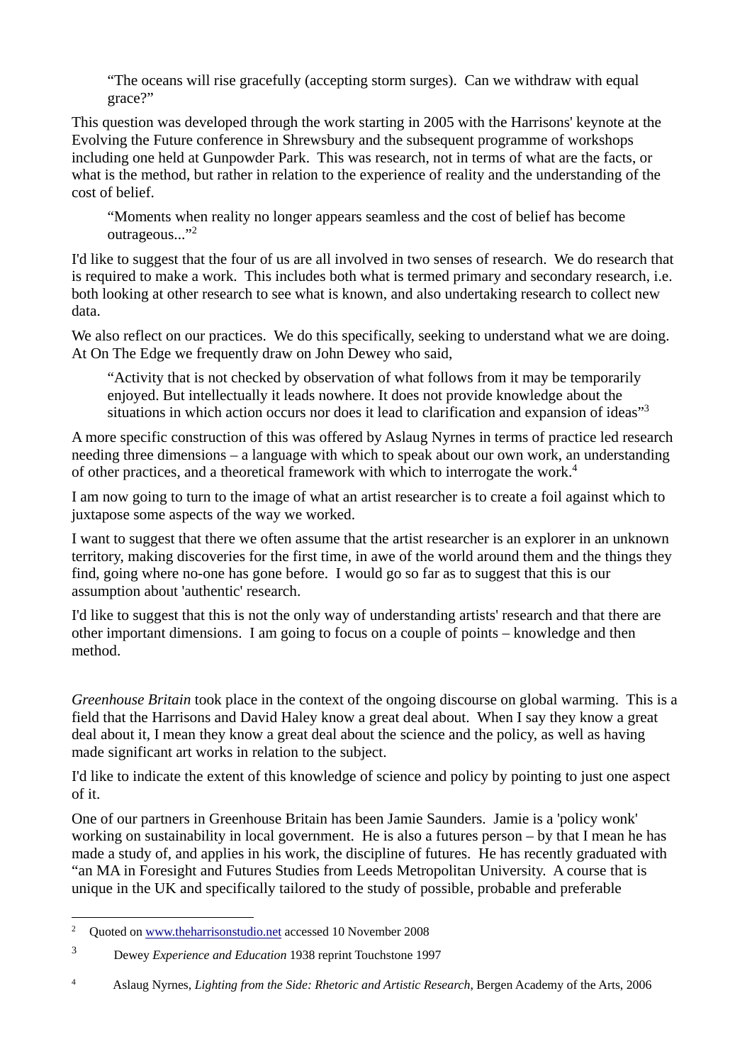> "The oceans will rise gracefully (accepting storm surges). Can we withdraw with equal grace?"

This question was developed through the work starting in 2005 with the Harrisons' keynote at the Evolving the Future conference in Shrewsbury and the subsequent programme of workshops including one held at Gunpowder Park. This was research, not in terms of what are the facts, or what is the method, but rather in relation to the experience of reality and the understanding of the cost of belief.

> "Moments when reality no longer appears seamless and the cost of belief has become outrageous..."[2]

I'd like to suggest that the four of us are all involved in two senses of research. We do research that is required to make a work. This includes both what is termed primary and secondary research, i.e. both looking at other research to see what is known, and also undertaking research to collect new data.

We also reflect on our practices. We do this specifically, seeking to understand what we are doing. At On The Edge we frequently draw on John Dewey who said,

> "Activity that is not checked by observation of what follows from it may be temporarily enjoyed. But intellectually it leads nowhere. It does not provide knowledge about the situations in which action occurs nor does it lead to clarification and expansion of ideas"[3]

A more specific construction of this was offered by Aslaug Nyrnes in terms of practice led research needing three dimensions – a language with which to speak about our own work, an understanding of other practices, and a theoretical framework with which to interrogate the work.[4]

I am now going to turn to the image of what an artist researcher is to create a foil against which to juxtapose some aspects of the way we worked.

I want to suggest that there we often assume that the artist researcher is an explorer in an unknown territory, making discoveries for the first time, in awe of the world around them and the things they find, going where no-one has gone before. I would go so far as to suggest that this is our assumption about 'authentic' research.

I'd like to suggest that this is not the only way of understanding artists' research and that there are other important dimensions. I am going to focus on a couple of points – knowledge and then method.

*Greenhouse Britain* took place in the context of the ongoing discourse on global warming. This is a field that the Harrisons and David Haley know a great deal about. When I say they know a great deal about it, I mean they know a great deal about the science and the policy, as well as having made significant art works in relation to the subject.

I'd like to indicate the extent of this knowledge of science and policy by pointing to just one aspect of it.

One of our partners in Greenhouse Britain has been Jamie Saunders. Jamie is a 'policy wonk' working on sustainability in local government. He is also a futures person – by that I mean he has made a study of, and applies in his work, the discipline of futures. He has recently graduated with "an MA in Foresight and Futures Studies from Leeds Metropolitan University. A course that is unique in the UK and specifically tailored to the study of possible, probable and preferable

---

[2] Quoted on www.theharrisonstudio.net accessed 10 November 2008

[3] Dewey *Experience and Education* 1938 reprint Touchstone 1997

[4] Aslaug Nyrnes, *Lighting from the Side: Rhetoric and Artistic Research*, Bergen Academy of the Arts, 2006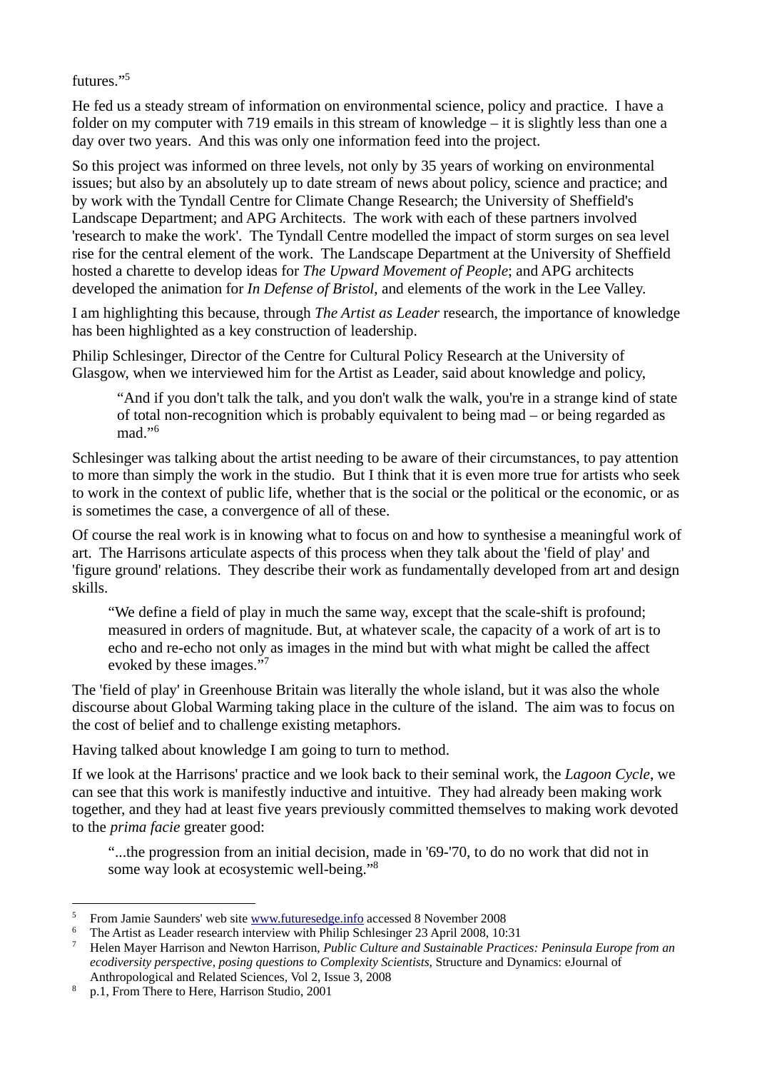futures."[5]

He fed us a steady stream of information on environmental science, policy and practice. I have a folder on my computer with 719 emails in this stream of knowledge – it is slightly less than one a day over two years. And this was only one information feed into the project.

So this project was informed on three levels, not only by 35 years of working on environmental issues; but also by an absolutely up to date stream of news about policy, science and practice; and by work with the Tyndall Centre for Climate Change Research; the University of Sheffield's Landscape Department; and APG Architects. The work with each of these partners involved 'research to make the work'. The Tyndall Centre modelled the impact of storm surges on sea level rise for the central element of the work. The Landscape Department at the University of Sheffield hosted a charette to develop ideas for *The Upward Movement of People*; and APG architects developed the animation for *In Defense of Bristol*, and elements of the work in the Lee Valley.

I am highlighting this because, through *The Artist as Leader* research, the importance of knowledge has been highlighted as a key construction of leadership.

Philip Schlesinger, Director of the Centre for Cultural Policy Research at the University of Glasgow, when we interviewed him for the Artist as Leader, said about knowledge and policy,

> "And if you don't talk the talk, and you don't walk the walk, you're in a strange kind of state of total non-recognition which is probably equivalent to being mad – or being regarded as mad."[6]

Schlesinger was talking about the artist needing to be aware of their circumstances, to pay attention to more than simply the work in the studio. But I think that it is even more true for artists who seek to work in the context of public life, whether that is the social or the political or the economic, or as is sometimes the case, a convergence of all of these.

Of course the real work is in knowing what to focus on and how to synthesise a meaningful work of art. The Harrisons articulate aspects of this process when they talk about the 'field of play' and 'figure ground' relations. They describe their work as fundamentally developed from art and design skills.

> "We define a field of play in much the same way, except that the scale-shift is profound; measured in orders of magnitude. But, at whatever scale, the capacity of a work of art is to echo and re-echo not only as images in the mind but with what might be called the affect evoked by these images."[7]

The 'field of play' in Greenhouse Britain was literally the whole island, but it was also the whole discourse about Global Warming taking place in the culture of the island. The aim was to focus on the cost of belief and to challenge existing metaphors.

Having talked about knowledge I am going to turn to method.

If we look at the Harrisons' practice and we look back to their seminal work, the *Lagoon Cycle*, we can see that this work is manifestly inductive and intuitive. They had already been making work together, and they had at least five years previously committed themselves to making work devoted to the *prima facie* greater good:

> "...the progression from an initial decision, made in '69-'70, to do no work that did not in some way look at ecosystemic well-being."[8]

---

5 From Jamie Saunders' web site www.futuresedge.info accessed 8 November 2008

6 The Artist as Leader research interview with Philip Schlesinger 23 April 2008, 10:31

7 Helen Mayer Harrison and Newton Harrison, *Public Culture and Sustainable Practices: Peninsula Europe from an ecodiversity perspective, posing questions to Complexity Scientists,* Structure and Dynamics: eJournal of Anthropological and Related Sciences, Vol 2, Issue 3, 2008

8 p.1, From There to Here, Harrison Studio, 2001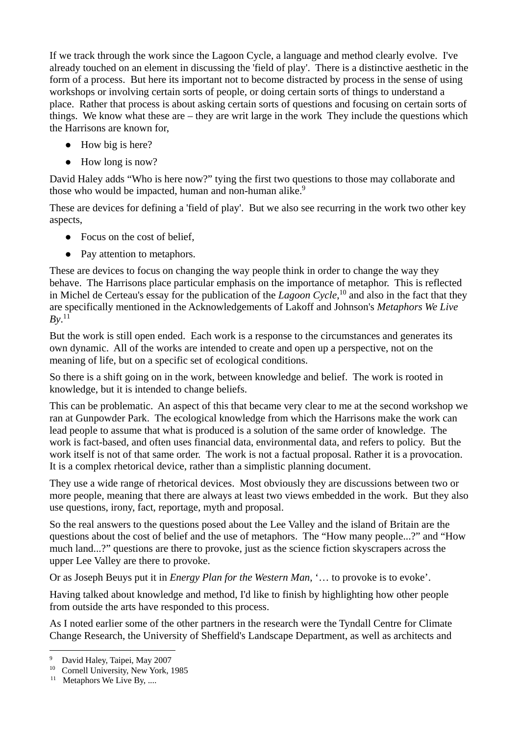If we track through the work since the Lagoon Cycle, a language and method clearly evolve. I've already touched on an element in discussing the 'field of play'. There is a distinctive aesthetic in the form of a process. But here its important not to become distracted by process in the sense of using workshops or involving certain sorts of people, or doing certain sorts of things to understand a place. Rather that process is about asking certain sorts of questions and focusing on certain sorts of things. We know what these are – they are writ large in the work They include the questions which the Harrisons are known for,

- How big is here?
- How long is now?

David Haley adds "Who is here now?" tying the first two questions to those may collaborate and those who would be impacted, human and non-human alike.[9]

These are devices for defining a 'field of play'. But we also see recurring in the work two other key aspects,

- Focus on the cost of belief,
- Pay attention to metaphors.

These are devices to focus on changing the way people think in order to change the way they behave. The Harrisons place particular emphasis on the importance of metaphor. This is reflected in Michel de Certeau's essay for the publication of the *Lagoon Cycle*,[10] and also in the fact that they are specifically mentioned in the Acknowledgements of Lakoff and Johnson's *Metaphors We Live By*.[11]

But the work is still open ended. Each work is a response to the circumstances and generates its own dynamic. All of the works are intended to create and open up a perspective, not on the meaning of life, but on a specific set of ecological conditions.

So there is a shift going on in the work, between knowledge and belief. The work is rooted in knowledge, but it is intended to change beliefs.

This can be problematic. An aspect of this that became very clear to me at the second workshop we ran at Gunpowder Park. The ecological knowledge from which the Harrisons make the work can lead people to assume that what is produced is a solution of the same order of knowledge. The work is fact-based, and often uses financial data, environmental data, and refers to policy. But the work itself is not of that same order. The work is not a factual proposal. Rather it is a provocation. It is a complex rhetorical device, rather than a simplistic planning document.

They use a wide range of rhetorical devices. Most obviously they are discussions between two or more people, meaning that there are always at least two views embedded in the work. But they also use questions, irony, fact, reportage, myth and proposal.

So the real answers to the questions posed about the Lee Valley and the island of Britain are the questions about the cost of belief and the use of metaphors. The "How many people...?" and "How much land...?" questions are there to provoke, just as the science fiction skyscrapers across the upper Lee Valley are there to provoke.

Or as Joseph Beuys put it in *Energy Plan for the Western Man*, '… to provoke is to evoke'.

Having talked about knowledge and method, I'd like to finish by highlighting how other people from outside the arts have responded to this process.

As I noted earlier some of the other partners in the research were the Tyndall Centre for Climate Change Research, the University of Sheffield's Landscape Department, as well as architects and

---

[9] David Haley, Taipei, May 2007

[10] Cornell University, New York, 1985

[11] Metaphors We Live By, ....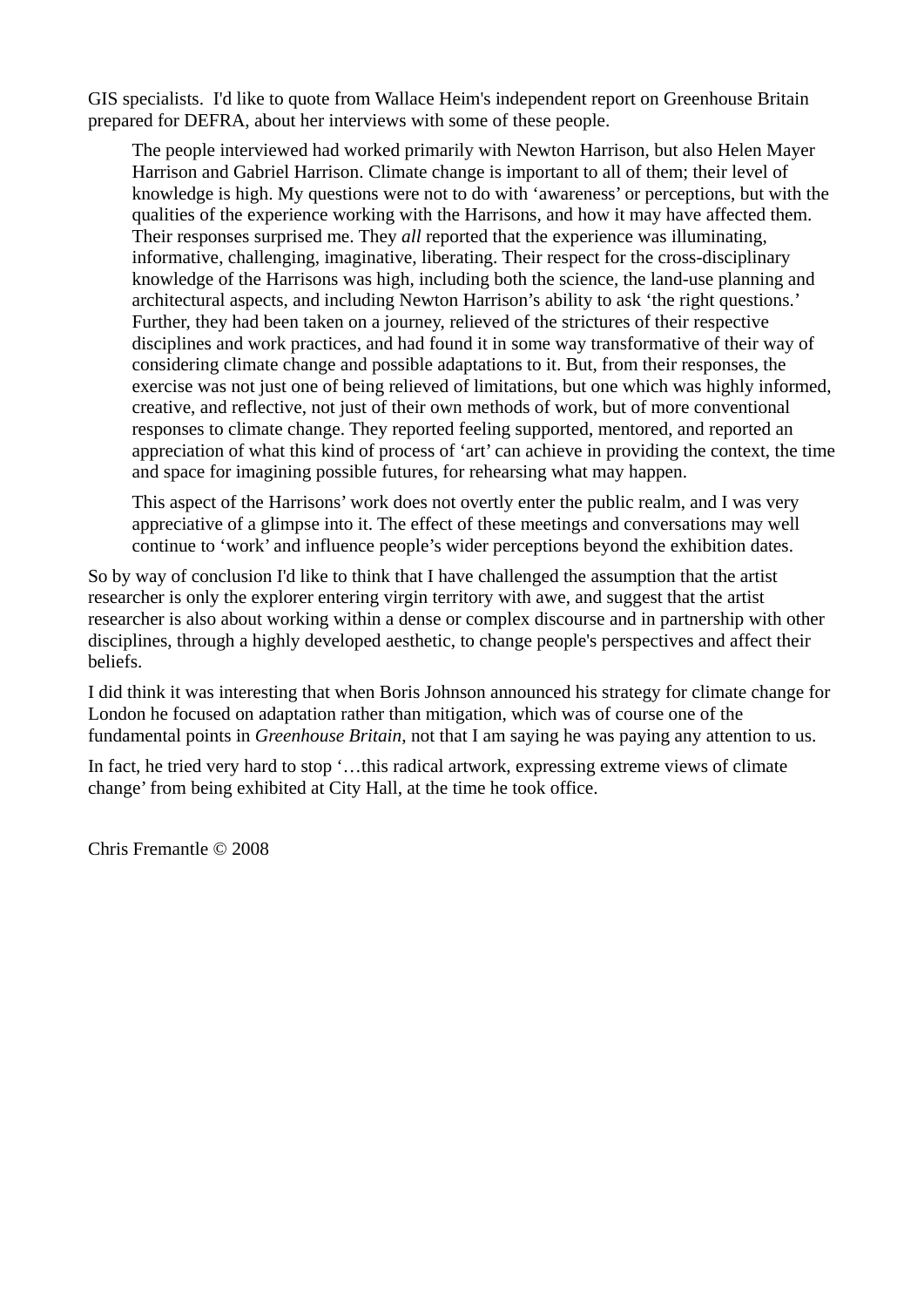GIS specialists. I'd like to quote from Wallace Heim's independent report on Greenhouse Britain prepared for DEFRA, about her interviews with some of these people.

> The people interviewed had worked primarily with Newton Harrison, but also Helen Mayer Harrison and Gabriel Harrison. Climate change is important to all of them; their level of knowledge is high. My questions were not to do with 'awareness' or perceptions, but with the qualities of the experience working with the Harrisons, and how it may have affected them. Their responses surprised me. They *all* reported that the experience was illuminating, informative, challenging, imaginative, liberating. Their respect for the cross-disciplinary knowledge of the Harrisons was high, including both the science, the land-use planning and architectural aspects, and including Newton Harrison's ability to ask 'the right questions.' Further, they had been taken on a journey, relieved of the strictures of their respective disciplines and work practices, and had found it in some way transformative of their way of considering climate change and possible adaptations to it. But, from their responses, the exercise was not just one of being relieved of limitations, but one which was highly informed, creative, and reflective, not just of their own methods of work, but of more conventional responses to climate change. They reported feeling supported, mentored, and reported an appreciation of what this kind of process of 'art' can achieve in providing the context, the time and space for imagining possible futures, for rehearsing what may happen.
>
> This aspect of the Harrisons' work does not overtly enter the public realm, and I was very appreciative of a glimpse into it. The effect of these meetings and conversations may well continue to 'work' and influence people's wider perceptions beyond the exhibition dates.

So by way of conclusion I'd like to think that I have challenged the assumption that the artist researcher is only the explorer entering virgin territory with awe, and suggest that the artist researcher is also about working within a dense or complex discourse and in partnership with other disciplines, through a highly developed aesthetic, to change people's perspectives and affect their beliefs.

I did think it was interesting that when Boris Johnson announced his strategy for climate change for London he focused on adaptation rather than mitigation, which was of course one of the fundamental points in *Greenhouse Britain*, not that I am saying he was paying any attention to us.

In fact, he tried very hard to stop '…this radical artwork, expressing extreme views of climate change' from being exhibited at City Hall, at the time he took office.

Chris Fremantle © 2008